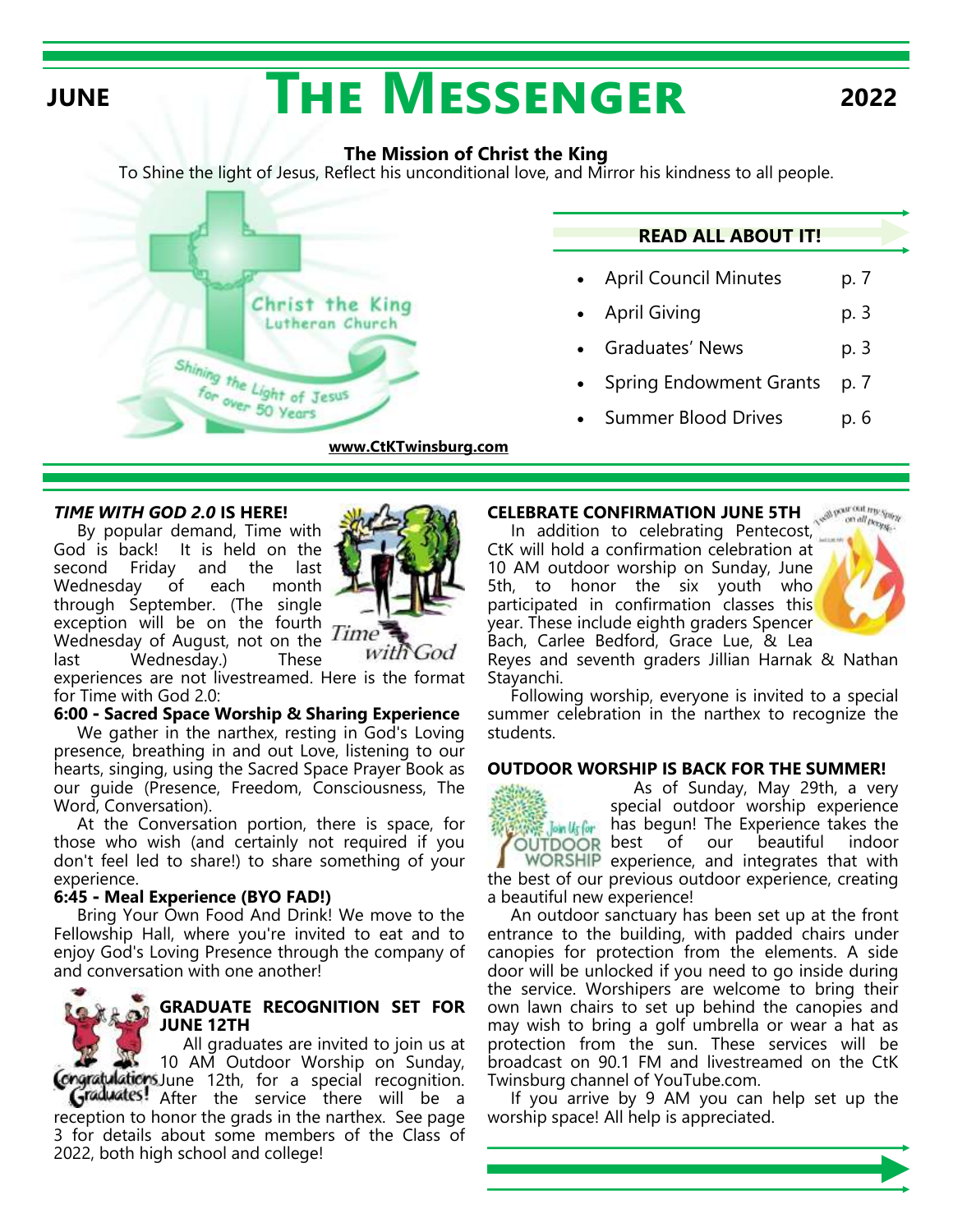JUNE **THE MESSENGER** 2022

# The Messenger

**The Mission of Christ the King**

To Shine the light of Jesus, Reflect his unconditional love, and Mirror his kindness to all people.

Christ the King Lutheran Church

Shining the Light of Jesus for over 50 Years

**www.CtKTwinsburg.com**

## READ ALL ABOUT IT!

- April Council Minutes p. 7
- April Giving p. 3
- Graduates' News p. 3
- Spring Endowment Grants p. 7
- Summer Blood Drives p. 6

### *TIME WITH GOD 2.0* IS HERE!

By popular demand, Time with God is back! It is held on the second Friday and the last Wednesday of each month through September. (The single exception will be on the fourth Wednesday of August, not on the last Wednesday.) These experiences are not livestreamed. Here is the format for Time with God 2.0:

**6:00 - Sacred Space Worship & Sharing Experience**

We gather in the narthex, resting in God's Loving presence, breathing in and out Love, listening to our hearts, singing, using the Sacred Space Prayer Book as our guide (Presence, Freedom, Consciousness, The Word, Conversation).

At the Conversation portion, there is space, for those who wish (and certainly not required if you don't feel led to share!) to share something of your experience.

**6:45 - Meal Experience (BYO FAD!)**

Bring Your Own Food And Drink! We move to the Fellowship Hall, where you're invited to eat and to enjoy God's Loving Presence through the company of and conversation with one another!

### GRADUATE RECOGNITION SET FOR JUNE 12TH

All graduates are invited to join us at 10 AM Outdoor Worship on Sunday, June 12th, for a special recognition. After the service there will be a reception to honor the grads in the narthex. See page 3 for details about some members of the Class of 2022, both high school and college!

### CELEBRATE CONFIRMATION JUNE 5TH

In addition to celebrating Pentecost, CtK will hold a confirmation celebration at 10 AM outdoor worship on Sunday, June 5th, to honor the six youth who participated in confirmation classes this year. These include eighth graders Spencer Bach, Carlee Bedford, Grace Lue, & Lea Reyes and seventh graders Jillian Harnak & Nathan Stayanchi.

Following worship, everyone is invited to a special summer celebration in the narthex to recognize the students.

### OUTDOOR WORSHIP IS BACK FOR THE SUMMER!

As of Sunday, May 29th, a very special outdoor worship experience has begun! The Experience takes the best of our beautiful indoor experience, and integrates that with the best of our previous outdoor experience, creating a beautiful new experience!

An outdoor sanctuary has been set up at the front entrance to the building, with padded chairs under canopies for protection from the elements. A side door will be unlocked if you need to go inside during the service. Worshipers are welcome to bring their own lawn chairs to set up behind the canopies and may wish to bring a golf umbrella or wear a hat as protection from the sun. These services will be broadcast on 90.1 FM and livestreamed on the CtK Twinsburg channel of YouTube.com.

If you arrive by 9 AM you can help set up the worship space! All help is appreciated.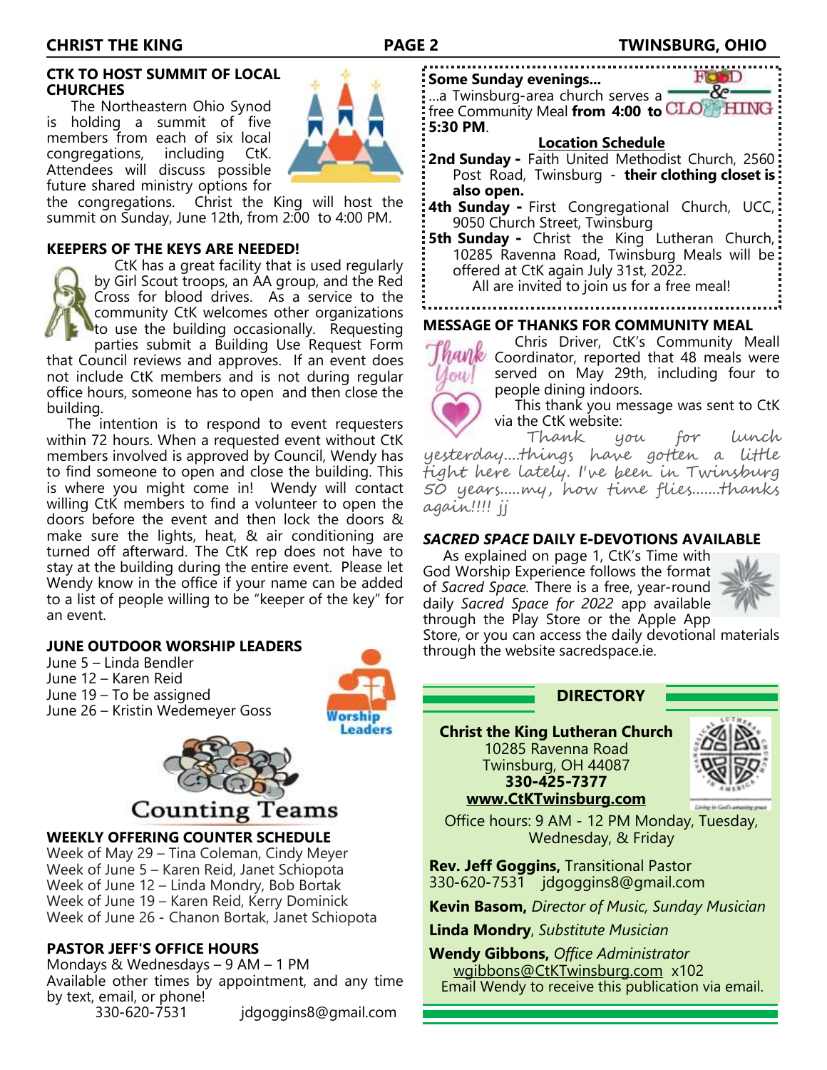### CTK TO HOST SUMMIT OF LOCAL CHURCHES

The Northeastern Ohio Synod is holding a summit of five members from each of six local congregations, including CtK. Attendees will discuss possible future shared ministry options for the congregations. Christ the King will host the summit on Sunday, June 12th, from 2:00 to 4:00 PM.

### KEEPERS OF THE KEYS ARE NEEDED!

CtK has a great facility that is used regularly by Girl Scout troops, an AA group, and the Red Cross for blood drives. As a service to the community CtK welcomes other organizations to use the building occasionally. Requesting parties submit a Building Use Request Form that Council reviews and approves. If an event does not include CtK members and is not during regular office hours, someone has to open and then close the building.

The intention is to respond to event requesters within 72 hours. When a requested event without CtK members involved is approved by Council, Wendy has to find someone to open and close the building. This is where you might come in! Wendy will contact willing CtK members to find a volunteer to open the doors before the event and then lock the doors & make sure the lights, heat, & air conditioning are turned off afterward. The CtK rep does not have to stay at the building during the entire event. Please let Wendy know in the office if your name can be added to a list of people willing to be "keeper of the key" for an event.

### JUNE OUTDOOR WORSHIP LEADERS

June 5 – Linda Bendler
June 12 – Karen Reid
June 19 – To be assigned
June 26 – Kristin Wedemeyer Goss

Counting Teams

### WEEKLY OFFERING COUNTER SCHEDULE

Week of May 29 – Tina Coleman, Cindy Meyer
Week of June 5 – Karen Reid, Janet Schiopota
Week of June 12 – Linda Mondry, Bob Bortak
Week of June 19 – Karen Reid, Kerry Dominick
Week of June 26 - Chanon Bortak, Janet Schiopota

### PASTOR JEFF'S OFFICE HOURS

Mondays & Wednesdays – 9 AM – 1 PM
Available other times by appointment, and any time by text, email, or phone!
330-620-7531 jdgoggins8@gmail.com

**Some Sunday evenings...**
...a Twinsburg-area church serves a free Community Meal **from 4:00 to 5:30 PM**.

FOOD & CLOTHING

**Location Schedule**

**2nd Sunday -** Faith United Methodist Church, 2560 Post Road, Twinsburg - **their clothing closet is also open.**

**4th Sunday -** First Congregational Church, UCC, 9050 Church Street, Twinsburg

**5th Sunday -** Christ the King Lutheran Church, 10285 Ravenna Road, Twinsburg Meals will be offered at CtK again July 31st, 2022.

All are invited to join us for a free meal!

### MESSAGE OF THANKS FOR COMMUNITY MEAL

Chris Driver, CtK's Community Meall Coordinator, reported that 48 meals were served on May 29th, including four to people dining indoors.

This thank you message was sent to CtK via the CtK website:

*Thank you for lunch yesterday....things have gotten a little tight here lately. I've been in Twinsburg 50 years.....my, how time flies.......thanks again!!!! jj*

### *SACRED SPACE* DAILY E-DEVOTIONS AVAILABLE

As explained on page 1, CtK's Time with God Worship Experience follows the format of *Sacred Space*. There is a free, year-round daily *Sacred Space for 2022* app available through the Play Store or the Apple App Store, or you can access the daily devotional materials through the website sacredspace.ie.

### DIRECTORY

**Christ the King Lutheran Church**
10285 Ravenna Road
Twinsburg, OH 44087
**330-425-7377**
**www.CtKTwinsburg.com**

Office hours: 9 AM - 12 PM Monday, Tuesday, Wednesday, & Friday

**Rev. Jeff Goggins,** Transitional Pastor
330-620-7531 jdgoggins8@gmail.com

**Kevin Basom,** *Director of Music, Sunday Musician*

**Linda Mondry**, *Substitute Musician*

**Wendy Gibbons,** *Office Administrator*
wgibbons@CtKTwinsburg.com x102
Email Wendy to receive this publication via email.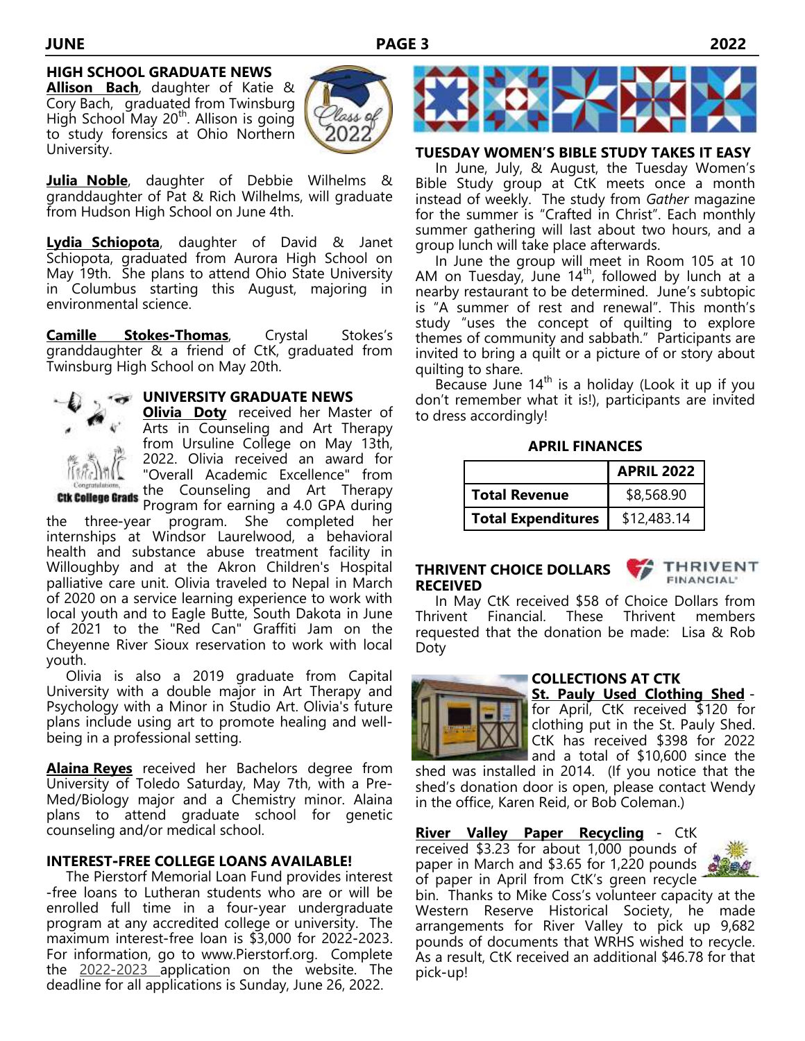## HIGH SCHOOL GRADUATE NEWS

**Allison Bach**, daughter of Katie & Cory Bach, graduated from Twinsburg High School May 20th. Allison is going to study forensics at Ohio Northern University.

**Julia Noble**, daughter of Debbie Wilhelms & granddaughter of Pat & Rich Wilhelms, will graduate from Hudson High School on June 4th.

**Lydia Schiopota**, daughter of David & Janet Schiopota, graduated from Aurora High School on May 19th. She plans to attend Ohio State University in Columbus starting this August, majoring in environmental science.

**Camille Stokes-Thomas**, Crystal Stokes's granddaughter & a friend of CtK, graduated from Twinsburg High School on May 20th.

## UNIVERSITY GRADUATE NEWS

**Olivia Doty** received her Master of Arts in Counseling and Art Therapy from Ursuline College on May 13th, 2022. Olivia received an award for "Overall Academic Excellence" from the Counseling and Art Therapy Program for earning a 4.0 GPA during the three-year program. She completed her internships at Windsor Laurelwood, a behavioral health and substance abuse treatment facility in Willoughby and at the Akron Children's Hospital palliative care unit. Olivia traveled to Nepal in March of 2020 on a service learning experience to work with local youth and to Eagle Butte, South Dakota in June of 2021 to the "Red Can" Graffiti Jam on the Cheyenne River Sioux reservation to work with local youth.

Olivia is also a 2019 graduate from Capital University with a double major in Art Therapy and Psychology with a Minor in Studio Art. Olivia's future plans include using art to promote healing and well-being in a professional setting.

**Alaina Reyes** received her Bachelors degree from University of Toledo Saturday, May 7th, with a Pre-Med/Biology major and a Chemistry minor. Alaina plans to attend graduate school for genetic counseling and/or medical school.

## INTEREST-FREE COLLEGE LOANS AVAILABLE!

The Pierstorf Memorial Loan Fund provides interest-free loans to Lutheran students who are or will be enrolled full time in a four-year undergraduate program at any accredited college or university. The maximum interest-free loan is $3,000 for 2022-2023. For information, go to www.Pierstorf.org. Complete the 2022-2023 application on the website. The deadline for all applications is Sunday, June 26, 2022.

## TUESDAY WOMEN'S BIBLE STUDY TAKES IT EASY

In June, July, & August, the Tuesday Women's Bible Study group at CtK meets once a month instead of weekly. The study from *Gather* magazine for the summer is "Crafted in Christ". Each monthly summer gathering will last about two hours, and a group lunch will take place afterwards.

In June the group will meet in Room 105 at 10 AM on Tuesday, June 14th, followed by lunch at a nearby restaurant to be determined. June's subtopic is "A summer of rest and renewal". This month's study "uses the concept of quilting to explore themes of community and sabbath." Participants are invited to bring a quilt or a picture of or story about quilting to share.

Because June 14th is a holiday (Look it up if you don't remember what it is!), participants are invited to dress accordingly!

## APRIL FINANCES

| | APRIL 2022 |
|---|---|
| **Total Revenue** | $8,568.90 |
| **Total Expenditures** | $12,483.14 |

## THRIVENT CHOICE DOLLARS RECEIVED

In May CtK received $58 of Choice Dollars from Thrivent Financial. These Thrivent members requested that the donation be made: Lisa & Rob Doty

## COLLECTIONS AT CTK

**St. Pauly Used Clothing Shed** - for April, CtK received $120 for clothing put in the St. Pauly Shed. CtK has received $398 for 2022 and a total of $10,600 since the shed was installed in 2014. (If you notice that the shed's donation door is open, please contact Wendy in the office, Karen Reid, or Bob Coleman.)

**River Valley Paper Recycling** - CtK received $3.23 for about 1,000 pounds of paper in March and $3.65 for 1,220 pounds of paper in April from CtK's green recycle bin. Thanks to Mike Coss's volunteer capacity at the Western Reserve Historical Society, he made arrangements for River Valley to pick up 9,682 pounds of documents that WRHS wished to recycle. As a result, CtK received an additional $46.78 for that pick-up!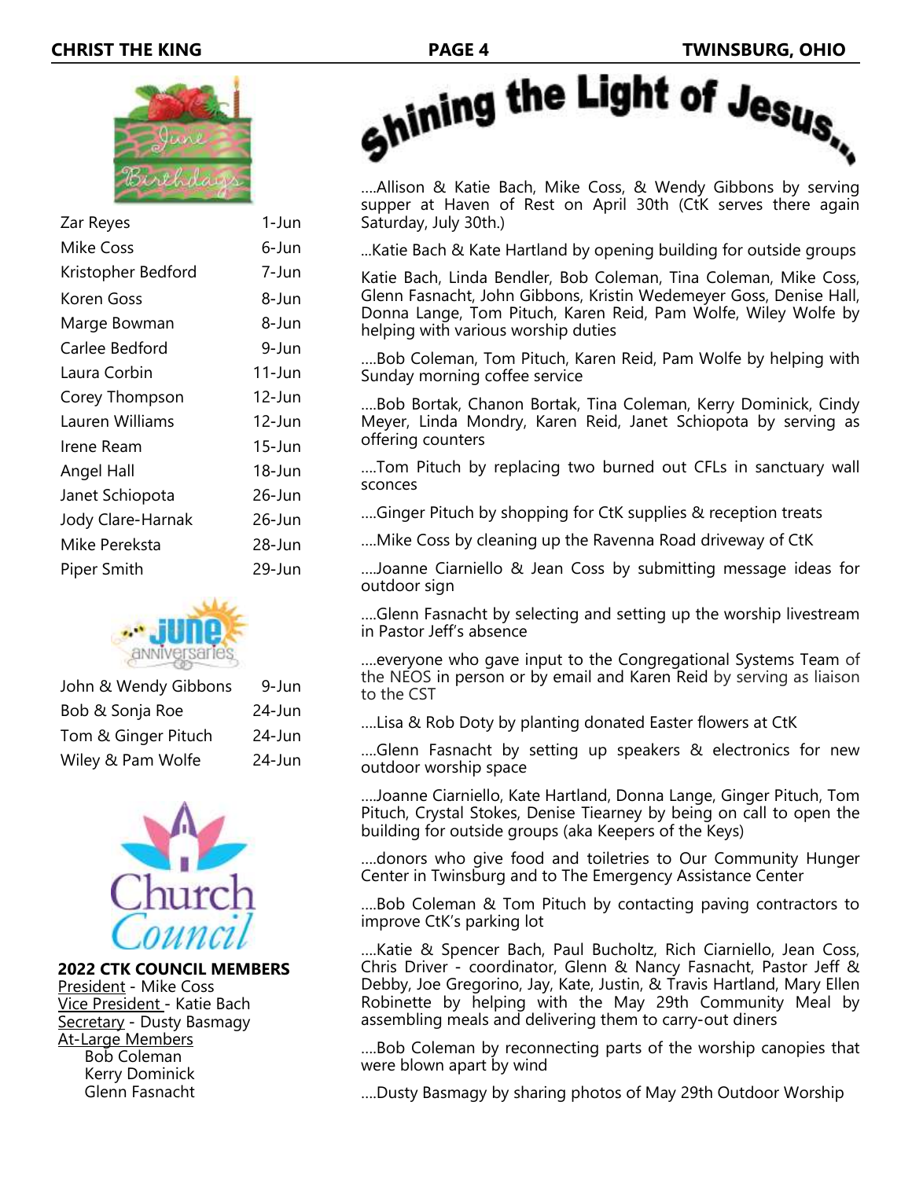## June Birthdays

| Name | Date |
|---|---|
| Zar Reyes | 1-Jun |
| Mike Coss | 6-Jun |
| Kristopher Bedford | 7-Jun |
| Koren Goss | 8-Jun |
| Marge Bowman | 8-Jun |
| Carlee Bedford | 9-Jun |
| Laura Corbin | 11-Jun |
| Corey Thompson | 12-Jun |
| Lauren Williams | 12-Jun |
| Irene Ream | 15-Jun |
| Angel Hall | 18-Jun |
| Janet Schiopota | 26-Jun |
| Jody Clare-Harnak | 26-Jun |
| Mike Pereksta | 28-Jun |
| Piper Smith | 29-Jun |

## June Anniversaries

| Names | Date |
|---|---|
| John & Wendy Gibbons | 9-Jun |
| Bob & Sonja Roe | 24-Jun |
| Tom & Ginger Pituch | 24-Jun |
| Wiley & Pam Wolfe | 24-Jun |

## Church Council

**2022 CTK COUNCIL MEMBERS**

President - Mike Coss
Vice President - Katie Bach
Secretary - Dusty Basmagy
At-Large Members
- Bob Coleman
- Kerry Dominick
- Glenn Fasnacht

# Shining the Light of Jesus...

....Allison & Katie Bach, Mike Coss, & Wendy Gibbons by serving supper at Haven of Rest on April 30th (CtK serves there again Saturday, July 30th.)

...Katie Bach & Kate Hartland by opening building for outside groups

Katie Bach, Linda Bendler, Bob Coleman, Tina Coleman, Mike Coss, Glenn Fasnacht, John Gibbons, Kristin Wedemeyer Goss, Denise Hall, Donna Lange, Tom Pituch, Karen Reid, Pam Wolfe, Wiley Wolfe by helping with various worship duties

....Bob Coleman, Tom Pituch, Karen Reid, Pam Wolfe by helping with Sunday morning coffee service

....Bob Bortak, Chanon Bortak, Tina Coleman, Kerry Dominick, Cindy Meyer, Linda Mondry, Karen Reid, Janet Schiopota by serving as offering counters

....Tom Pituch by replacing two burned out CFLs in sanctuary wall sconces

....Ginger Pituch by shopping for CtK supplies & reception treats

....Mike Coss by cleaning up the Ravenna Road driveway of CtK

....Joanne Ciarniello & Jean Coss by submitting message ideas for outdoor sign

....Glenn Fasnacht by selecting and setting up the worship livestream in Pastor Jeff's absence

....everyone who gave input to the Congregational Systems Team of the NEOS in person or by email and Karen Reid by serving as liaison to the CST

....Lisa & Rob Doty by planting donated Easter flowers at CtK

....Glenn Fasnacht by setting up speakers & electronics for new outdoor worship space

....Joanne Ciarniello, Kate Hartland, Donna Lange, Ginger Pituch, Tom Pituch, Crystal Stokes, Denise Tiearney by being on call to open the building for outside groups (aka Keepers of the Keys)

....donors who give food and toiletries to Our Community Hunger Center in Twinsburg and to The Emergency Assistance Center

....Bob Coleman & Tom Pituch by contacting paving contractors to improve CtK's parking lot

....Katie & Spencer Bach, Paul Bucholtz, Rich Ciarniello, Jean Coss, Chris Driver - coordinator, Glenn & Nancy Fasnacht, Pastor Jeff & Debby, Joe Gregorino, Jay, Kate, Justin, & Travis Hartland, Mary Ellen Robinette by helping with the May 29th Community Meal by assembling meals and delivering them to carry-out diners

....Bob Coleman by reconnecting parts of the worship canopies that were blown apart by wind

....Dusty Basmagy by sharing photos of May 29th Outdoor Worship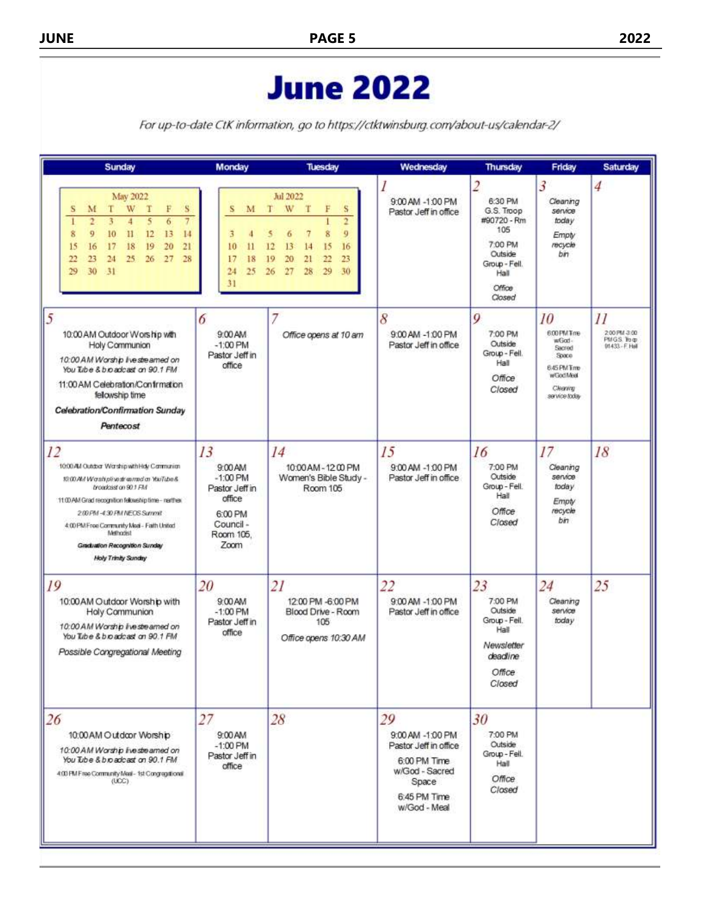# June 2022

*For up-to-date CtK information, go to https://ctktwinsburg.com/about-us/calendar-2/*

| Sunday | Monday | Tuesday | Wednesday | Thursday | Friday | Saturday |
|---|---|---|---|---|---|---|
| May 2022 (mini calendar) | Jul 2022 (mini calendar) | | **1** 9:00 AM -1:00 PM Pastor Jeff in office | **2** 6:30 PM G.S. Troop #90720 - Rm 105; 7:00 PM Outside Group - Fell. Hall; *Office Closed* | **3** *Cleaning service today*; *Empty recycle bin* | **4** |
| **5** 10:00 AM Outdoor Worship with Holy Communion; *10:00 AM Worship livestreamed on YouTube & broadcast on 90.1 FM*; 11:00 AM Celebration/Confirmation fellowship time; ***Celebration/Confirmation Sunday***; ***Pentecost*** | **6** 9:00 AM -1:00 PM Pastor Jeff in office | **7** *Office opens at 10 am* | **8** 9:00 AM -1:00 PM Pastor Jeff in office | **9** 7:00 PM Outside Group - Fell. Hall; *Office Closed* | **10** 6:00 PM Time w/God - Sacred Space; 6:45 PM Time w/God Meal; *Cleaning service today* | **11** 2:00 PM-3:00 PM GS Troop 91433 - F. Hall |
| **12** 10:00 AM Outdoor Worship with Holy Communion; *10:00 AM Worship livestreamed on YouTube & broadcast on 90.1 FM*; 11:00 AM Grad recognition fellowship time - narthex; 2:00 PM -4:30 PM NEOS Summit; 4:00 PM Free Community Meal - Faith United Methodist; ***Graduation Recognition Sunday***; ***Holy Trinity Sunday*** | **13** 9:00 AM -1:00 PM Pastor Jeff in office; 6:00 PM Council - Room 105, Zoom | **14** 10:00 AM - 12:00 PM Women's Bible Study - Room 105 | **15** 9:00 AM -1:00 PM Pastor Jeff in office | **16** 7:00 PM Outside Group - Fell. Hall; *Office Closed* | **17** *Cleaning service today*; *Empty recycle bin* | **18** |
| **19** 10:00 AM Outdoor Worship with Holy Communion; *10:00 AM Worship livestreamed on YouTube & broadcast on 90.1 FM*; *Possible Congregational Meeting* | **20** 9:00 AM -1:00 PM Pastor Jeff in office | **21** 12:00 PM -6:00 PM Blood Drive - Room 105; *Office opens 10:30 AM* | **22** 9:00 AM -1:00 PM Pastor Jeff in office | **23** 7:00 PM Outside Group - Fell. Hall; *Newsletter deadline*; *Office Closed* | **24** *Cleaning service today* | **25** |
| **26** 10:00 AM Outdoor Worship; *10:00 AM Worship livestreamed on YouTube & broadcast on 90.1 FM*; 4:00 PM Free Community Meal - 1st Congregational (UCC) | **27** 9:00 AM -1:00 PM Pastor Jeff in office | **28** | **29** 9:00 AM -1:00 PM Pastor Jeff in office; 6:00 PM Time w/God - Sacred Space; 6:45 PM Time w/God - Meal | **30** 7:00 PM Outside Group - Fell. Hall; *Office Closed* | | |

**May 2022**

| S | M | T | W | T | F | S |
|---|---|---|---|---|---|---|
| 1 | 2 | 3 | 4 | 5 | 6 | 7 |
| 8 | 9 | 10 | 11 | 12 | 13 | 14 |
| 15 | 16 | 17 | 18 | 19 | 20 | 21 |
| 22 | 23 | 24 | 25 | 26 | 27 | 28 |
| 29 | 30 | 31 | | | | |

**Jul 2022**

| S | M | T | W | T | F | S |
|---|---|---|---|---|---|---|
| | | | | | 1 | 2 |
| 3 | 4 | 5 | 6 | 7 | 8 | 9 |
| 10 | 11 | 12 | 13 | 14 | 15 | 16 |
| 17 | 18 | 19 | 20 | 21 | 22 | 23 |
| 24 | 25 | 26 | 27 | 28 | 29 | 30 |
| 31 | | | | | | |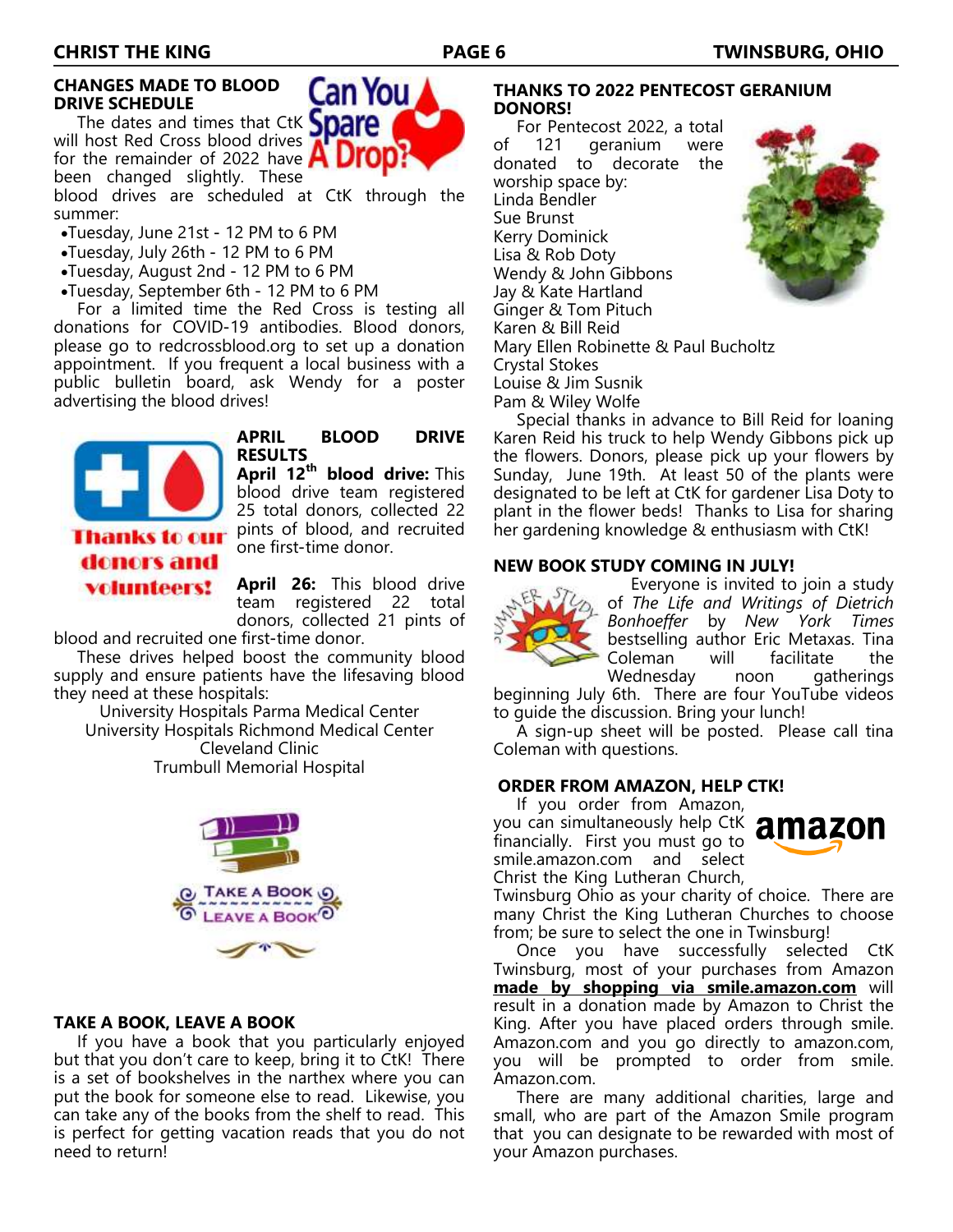## CHANGES MADE TO BLOOD DRIVE SCHEDULE

The dates and times that CtK will host Red Cross blood drives for the remainder of 2022 have been changed slightly. These blood drives are scheduled at CtK through the summer:

- Tuesday, June 21st - 12 PM to 6 PM
- Tuesday, July 26th - 12 PM to 6 PM
- Tuesday, August 2nd - 12 PM to 6 PM
- Tuesday, September 6th - 12 PM to 6 PM

For a limited time the Red Cross is testing all donations for COVID-19 antibodies. Blood donors, please go to redcrossblood.org to set up a donation appointment. If you frequent a local business with a public bulletin board, ask Wendy for a poster advertising the blood drives!

## APRIL BLOOD DRIVE RESULTS

**April 12th blood drive:** This blood drive team registered 25 total donors, collected 22 pints of blood, and recruited one first-time donor.

**April 26:** This blood drive team registered 22 total donors, collected 21 pints of blood and recruited one first-time donor.

These drives helped boost the community blood supply and ensure patients have the lifesaving blood they need at these hospitals:

University Hospitals Parma Medical Center
University Hospitals Richmond Medical Center
Cleveland Clinic
Trumbull Memorial Hospital

## TAKE A BOOK, LEAVE A BOOK

If you have a book that you particularly enjoyed but that you don't care to keep, bring it to CtK! There is a set of bookshelves in the narthex where you can put the book for someone else to read. Likewise, you can take any of the books from the shelf to read. This is perfect for getting vacation reads that you do not need to return!

## THANKS TO 2022 PENTECOST GERANIUM DONORS!

For Pentecost 2022, a total of 121 geranium were donated to decorate the worship space by:

Linda Bendler
Sue Brunst
Kerry Dominick
Lisa & Rob Doty
Wendy & John Gibbons
Jay & Kate Hartland
Ginger & Tom Pituch
Karen & Bill Reid
Mary Ellen Robinette & Paul Bucholtz
Crystal Stokes
Louise & Jim Susnik
Pam & Wiley Wolfe

Special thanks in advance to Bill Reid for loaning Karen Reid his truck to help Wendy Gibbons pick up the flowers. Donors, please pick up your flowers by Sunday, June 19th. At least 50 of the plants were designated to be left at CtK for gardener Lisa Doty to plant in the flower beds! Thanks to Lisa for sharing her gardening knowledge & enthusiasm with CtK!

## NEW BOOK STUDY COMING IN JULY!

Everyone is invited to join a study of *The Life and Writings of Dietrich Bonhoeffer* by *New York Times* bestselling author Eric Metaxas. Tina Coleman will facilitate the Wednesday noon gatherings beginning July 6th. There are four YouTube videos to guide the discussion. Bring your lunch!

A sign-up sheet will be posted. Please call tina Coleman with questions.

## ORDER FROM AMAZON, HELP CTK!

If you order from Amazon, you can simultaneously help CtK financially. First you must go to smile.amazon.com and select Christ the King Lutheran Church, Twinsburg Ohio as your charity of choice. There are many Christ the King Lutheran Churches to choose from; be sure to select the one in Twinsburg!

Once you have successfully selected CtK Twinsburg, most of your purchases from Amazon **made by shopping via smile.amazon.com** will result in a donation made by Amazon to Christ the King. After you have placed orders through smile. Amazon.com and you go directly to amazon.com, you will be prompted to order from smile. Amazon.com.

There are many additional charities, large and small, who are part of the Amazon Smile program that you can designate to be rewarded with most of your Amazon purchases.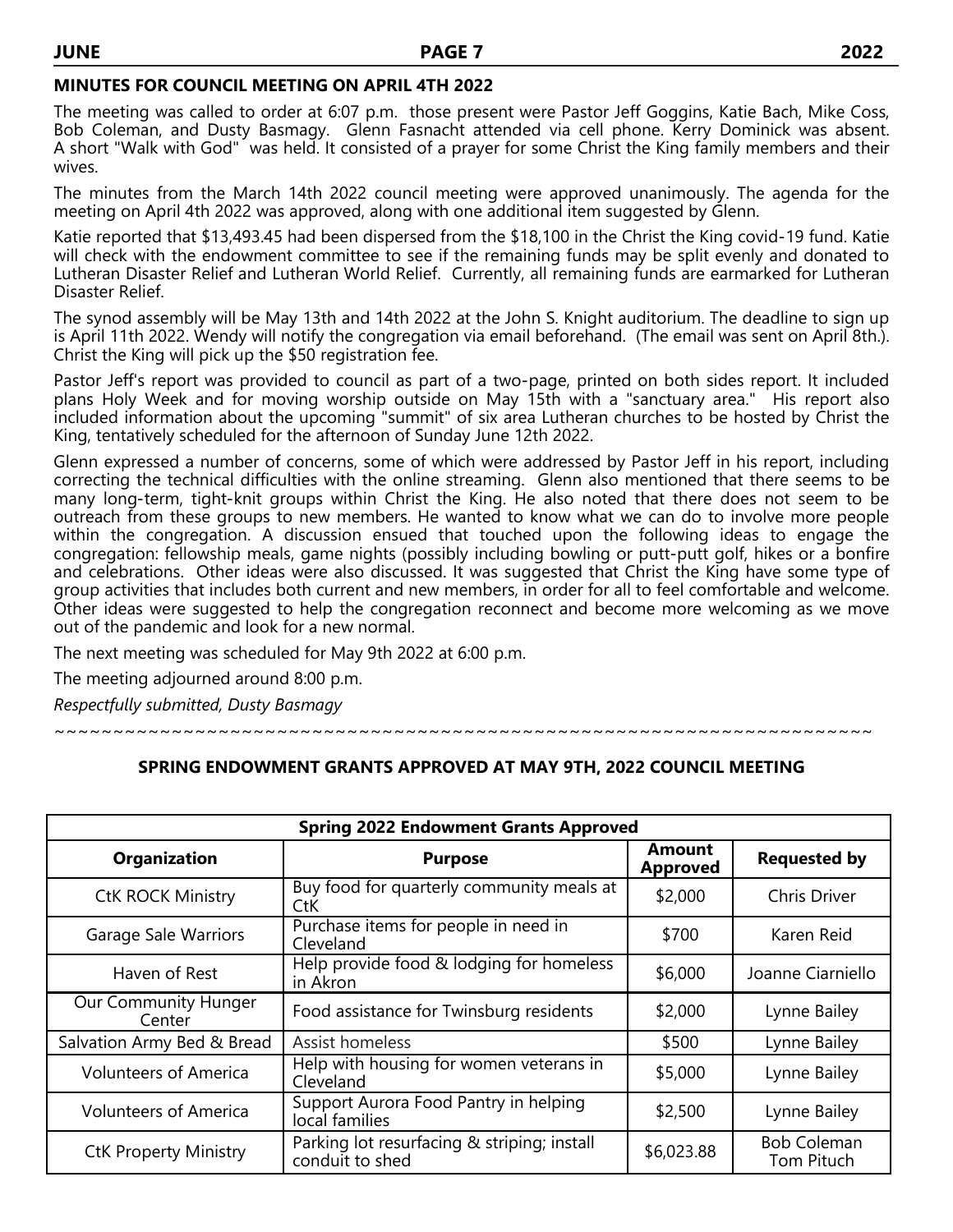## MINUTES FOR COUNCIL MEETING ON APRIL 4TH 2022

The meeting was called to order at 6:07 p.m. those present were Pastor Jeff Goggins, Katie Bach, Mike Coss, Bob Coleman, and Dusty Basmagy. Glenn Fasnacht attended via cell phone. Kerry Dominick was absent. A short "Walk with God" was held. It consisted of a prayer for some Christ the King family members and their wives.

The minutes from the March 14th 2022 council meeting were approved unanimously. The agenda for the meeting on April 4th 2022 was approved, along with one additional item suggested by Glenn.

Katie reported that $13,493.45 had been dispersed from the $18,100 in the Christ the King covid-19 fund. Katie will check with the endowment committee to see if the remaining funds may be split evenly and donated to Lutheran Disaster Relief and Lutheran World Relief. Currently, all remaining funds are earmarked for Lutheran Disaster Relief.

The synod assembly will be May 13th and 14th 2022 at the John S. Knight auditorium. The deadline to sign up is April 11th 2022. Wendy will notify the congregation via email beforehand. (The email was sent on April 8th.). Christ the King will pick up the $50 registration fee.

Pastor Jeff's report was provided to council as part of a two-page, printed on both sides report. It included plans Holy Week and for moving worship outside on May 15th with a "sanctuary area." His report also included information about the upcoming "summit" of six area Lutheran churches to be hosted by Christ the King, tentatively scheduled for the afternoon of Sunday June 12th 2022.

Glenn expressed a number of concerns, some of which were addressed by Pastor Jeff in his report, including correcting the technical difficulties with the online streaming. Glenn also mentioned that there seems to be many long-term, tight-knit groups within Christ the King. He also noted that there does not seem to be outreach from these groups to new members. He wanted to know what we can do to involve more people within the congregation. A discussion ensued that touched upon the following ideas to engage the congregation: fellowship meals, game nights (possibly including bowling or putt-putt golf, hikes or a bonfire and celebrations. Other ideas were also discussed. It was suggested that Christ the King have some type of group activities that includes both current and new members, in order for all to feel comfortable and welcome. Other ideas were suggested to help the congregation reconnect and become more welcoming as we move out of the pandemic and look for a new normal.

The next meeting was scheduled for May 9th 2022 at 6:00 p.m.

The meeting adjourned around 8:00 p.m.

*Respectfully submitted, Dusty Basmagy*

~~~~~~~~~~~~~~~~~~~~~~~~~~~~~~~~~~~~~~~~~~~~~~~~~~~~~~~~~~~~~~~~~~~~~~~~

## SPRING ENDOWMENT GRANTS APPROVED AT MAY 9TH, 2022 COUNCIL MEETING

| Spring 2022 Endowment Grants Approved | | | |
|---|---|---|---|
| **Organization** | **Purpose** | **Amount Approved** | **Requested by** |
| CtK ROCK Ministry | Buy food for quarterly community meals at CtK | $2,000 | Chris Driver |
| Garage Sale Warriors | Purchase items for people in need in Cleveland | $700 | Karen Reid |
| Haven of Rest | Help provide food & lodging for homeless in Akron | $6,000 | Joanne Ciarniello |
| Our Community Hunger Center | Food assistance for Twinsburg residents | $2,000 | Lynne Bailey |
| Salvation Army Bed & Bread | Assist homeless | $500 | Lynne Bailey |
| Volunteers of America | Help with housing for women veterans in Cleveland | $5,000 | Lynne Bailey |
| Volunteers of America | Support Aurora Food Pantry in helping local families | $2,500 | Lynne Bailey |
| CtK Property Ministry | Parking lot resurfacing & striping; install conduit to shed | $6,023.88 | Bob Coleman Tom Pituch |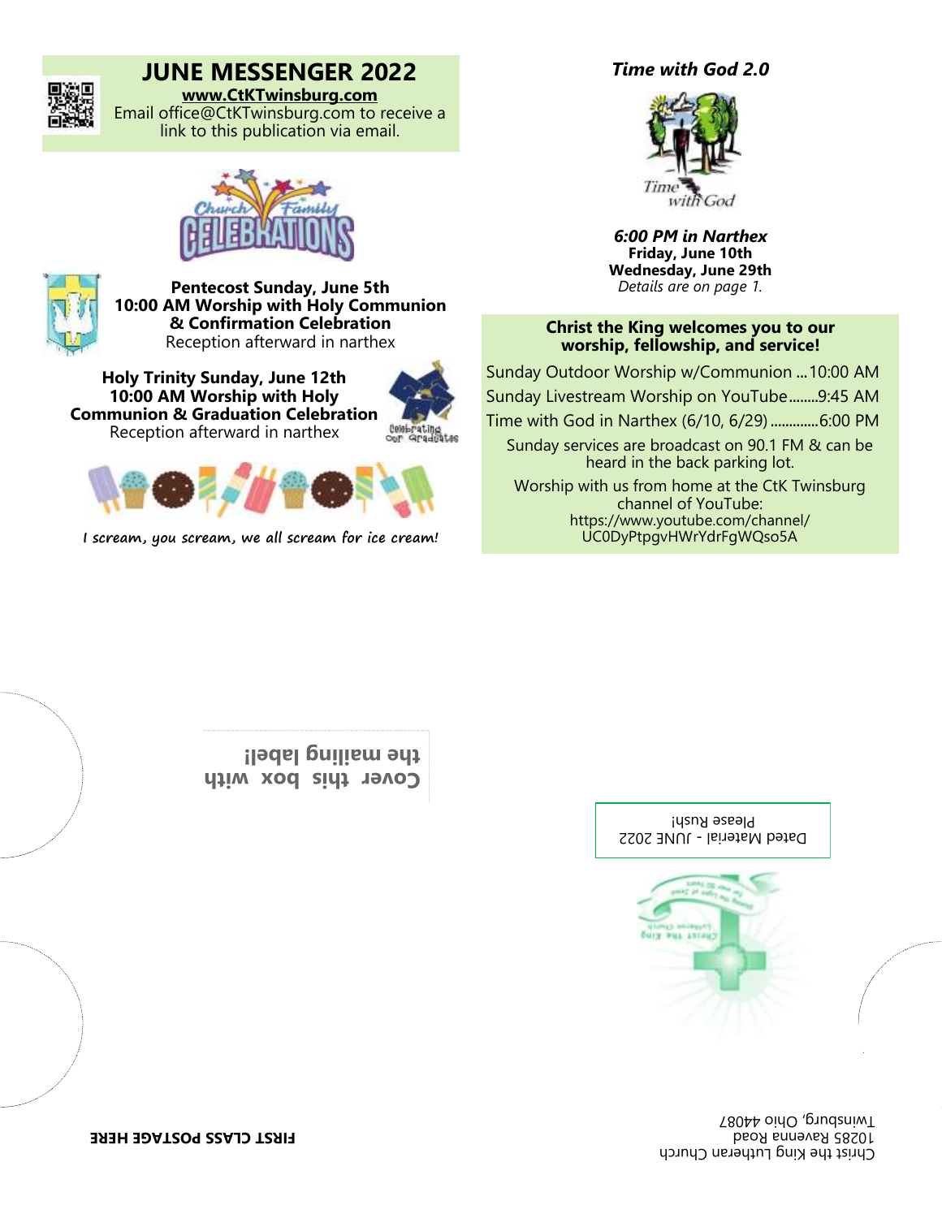# JUNE MESSENGER 2022

**www.CtKTwinsburg.com**

Email office@CtKTwinsburg.com to receive a link to this publication via email.

**Pentecost Sunday, June 5th**
**10:00 AM Worship with Holy Communion & Confirmation Celebration**
Reception afterward in narthex

**Holy Trinity Sunday, June 12th**
**10:00 AM Worship with Holy Communion & Graduation Celebration**
Reception afterward in narthex

Celebrating our Graduates

I scream, you scream, we all scream for ice cream!

## *Time with God 2.0*

***6:00 PM in Narthex***
**Friday, June 10th**
**Wednesday, June 29th**
*Details are on page 1.*

**Christ the King welcomes you to our worship, fellowship, and service!**

Sunday Outdoor Worship w/Communion ...10:00 AM
Sunday Livestream Worship on YouTube........9:45 AM
Time with God in Narthex (6/10, 6/29) .............6:00 PM

Sunday services are broadcast on 90.1 FM & can be heard in the back parking lot.

Worship with us from home at the CtK Twinsburg channel of YouTube:
https://www.youtube.com/channel/UC0DyPtpgvHWrYdrFgWQso5A

**Cover this box with the mailing label!**

Dated Material - JUNE 2022
Please Rush!

**FIRST CLASS POSTAGE HERE**

Christ the King Lutheran Church
10285 Ravenna Road
Twinsburg, Ohio 44087